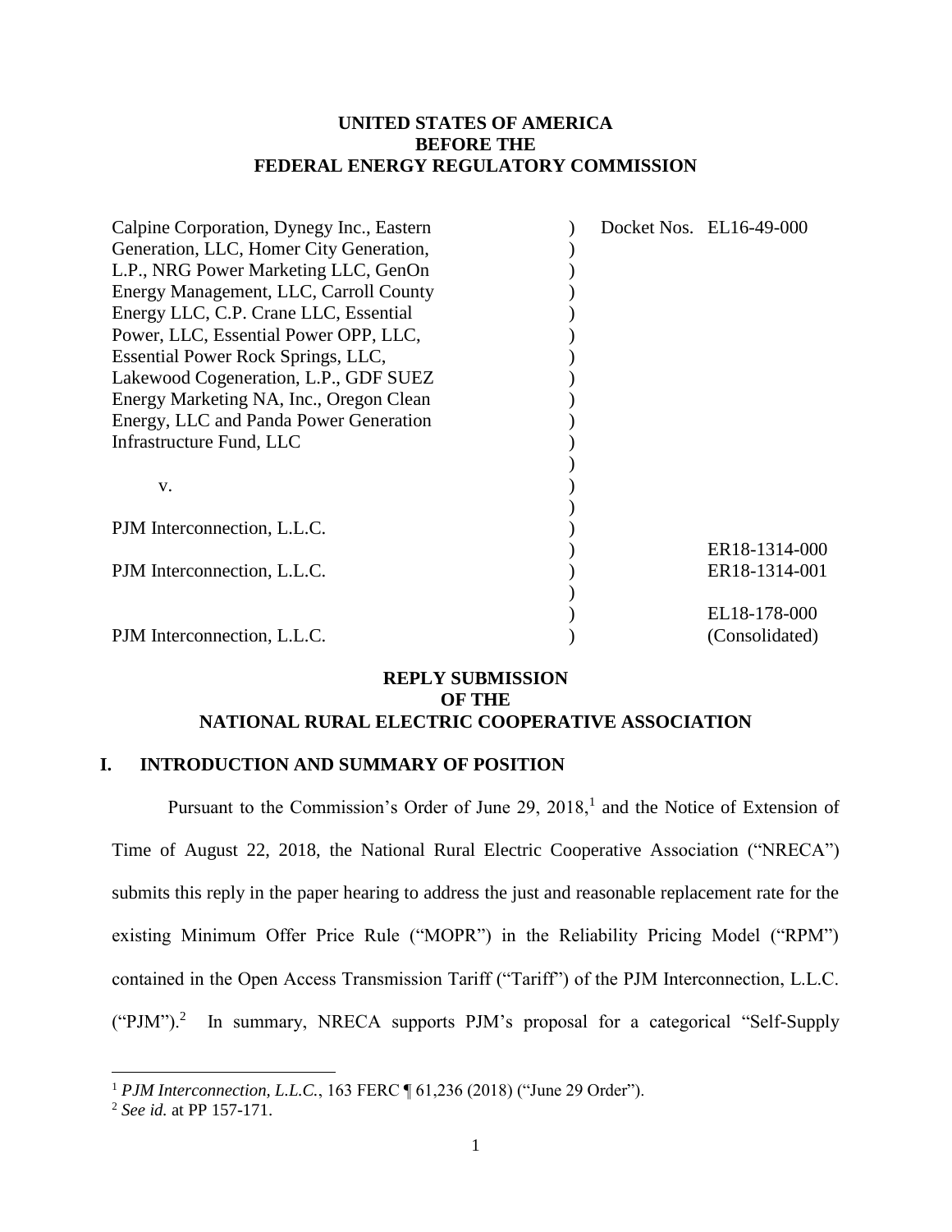**UNITED STATES OF AMERICA**
**BEFORE THE**
**FEDERAL ENERGY REGULATORY COMMISSION**

| | | |
|---|---|---|
| Calpine Corporation, Dynegy Inc., Eastern Generation, LLC, Homer City Generation, L.P., NRG Power Marketing LLC, GenOn Energy Management, LLC, Carroll County Energy LLC, C.P. Crane LLC, Essential Power, LLC, Essential Power OPP, LLC, Essential Power Rock Springs, LLC, Lakewood Cogeneration, L.P., GDF SUEZ Energy Marketing NA, Inc., Oregon Clean Energy, LLC and Panda Power Generation Infrastructure Fund, LLC | ) | Docket Nos. EL16-49-000 |
| v. | ) | |
| PJM Interconnection, L.L.C. | ) | |
| PJM Interconnection, L.L.C. | ) | ER18-1314-000<br>ER18-1314-001 |
| PJM Interconnection, L.L.C. | ) | EL18-178-000<br>(Consolidated) |

**REPLY SUBMISSION**
**OF THE**
**NATIONAL RURAL ELECTRIC COOPERATIVE ASSOCIATION**

## I. INTRODUCTION AND SUMMARY OF POSITION

Pursuant to the Commission's Order of June 29, 2018,[1] and the Notice of Extension of Time of August 22, 2018, the National Rural Electric Cooperative Association ("NRECA") submits this reply in the paper hearing to address the just and reasonable replacement rate for the existing Minimum Offer Price Rule ("MOPR") in the Reliability Pricing Model ("RPM") contained in the Open Access Transmission Tariff ("Tariff") of the PJM Interconnection, L.L.C. ("PJM").[2] In summary, NRECA supports PJM's proposal for a categorical "Self-Supply

---

[1] *PJM Interconnection, L.L.C.*, 163 FERC ¶ 61,236 (2018) ("June 29 Order").

[2] *See id.* at PP 157-171.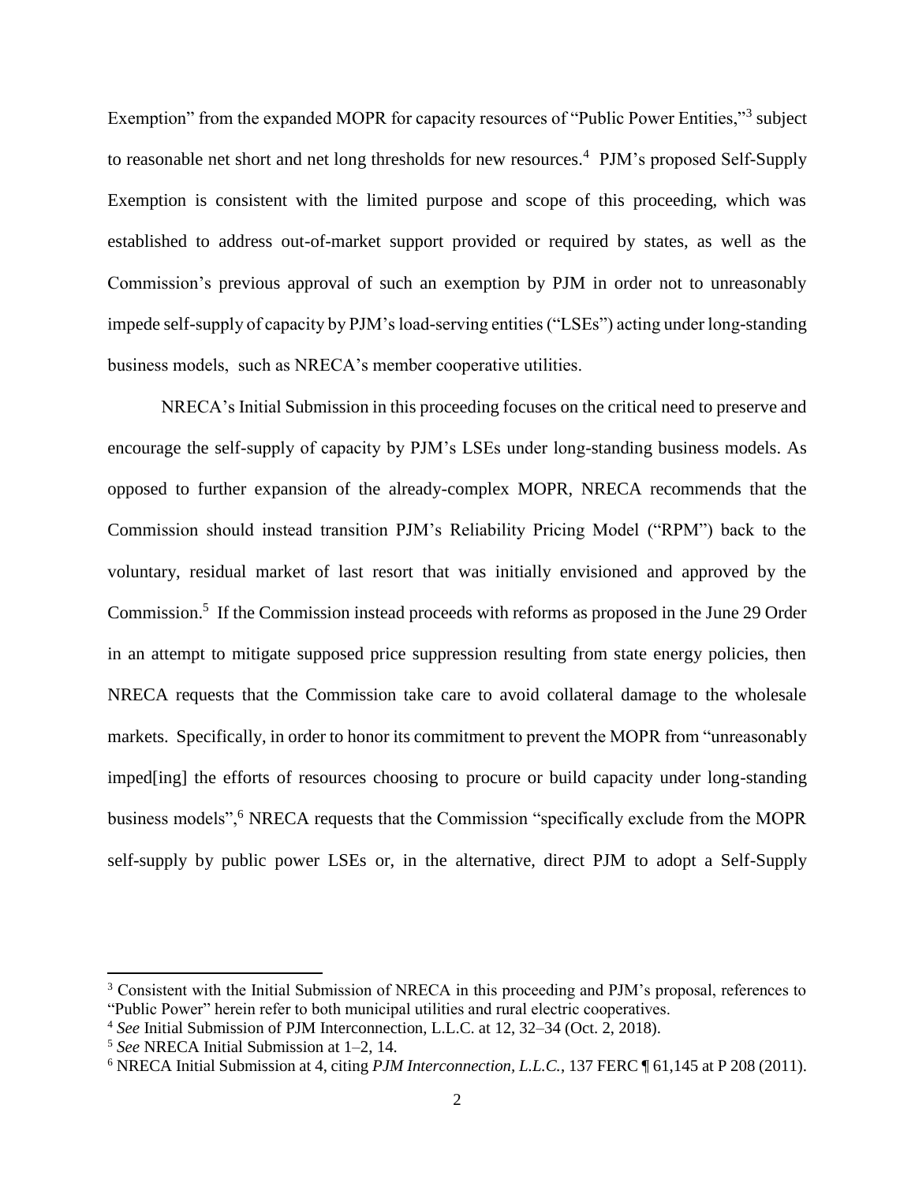Exemption" from the expanded MOPR for capacity resources of "Public Power Entities,"[3] subject to reasonable net short and net long thresholds for new resources.[4] PJM's proposed Self-Supply Exemption is consistent with the limited purpose and scope of this proceeding, which was established to address out-of-market support provided or required by states, as well as the Commission's previous approval of such an exemption by PJM in order not to unreasonably impede self-supply of capacity by PJM's load-serving entities ("LSEs") acting under long-standing business models, such as NRECA's member cooperative utilities.

NRECA's Initial Submission in this proceeding focuses on the critical need to preserve and encourage the self-supply of capacity by PJM's LSEs under long-standing business models. As opposed to further expansion of the already-complex MOPR, NRECA recommends that the Commission should instead transition PJM's Reliability Pricing Model ("RPM") back to the voluntary, residual market of last resort that was initially envisioned and approved by the Commission.[5] If the Commission instead proceeds with reforms as proposed in the June 29 Order in an attempt to mitigate supposed price suppression resulting from state energy policies, then NRECA requests that the Commission take care to avoid collateral damage to the wholesale markets. Specifically, in order to honor its commitment to prevent the MOPR from "unreasonably imped[ing] the efforts of resources choosing to procure or build capacity under long-standing business models",[6] NRECA requests that the Commission "specifically exclude from the MOPR self-supply by public power LSEs or, in the alternative, direct PJM to adopt a Self-Supply

---

[3] Consistent with the Initial Submission of NRECA in this proceeding and PJM's proposal, references to "Public Power" herein refer to both municipal utilities and rural electric cooperatives.

[4] *See* Initial Submission of PJM Interconnection, L.L.C. at 12, 32–34 (Oct. 2, 2018).

[5] *See* NRECA Initial Submission at 1–2, 14.

[6] NRECA Initial Submission at 4, citing *PJM Interconnection, L.L.C.*, 137 FERC ¶ 61,145 at P 208 (2011).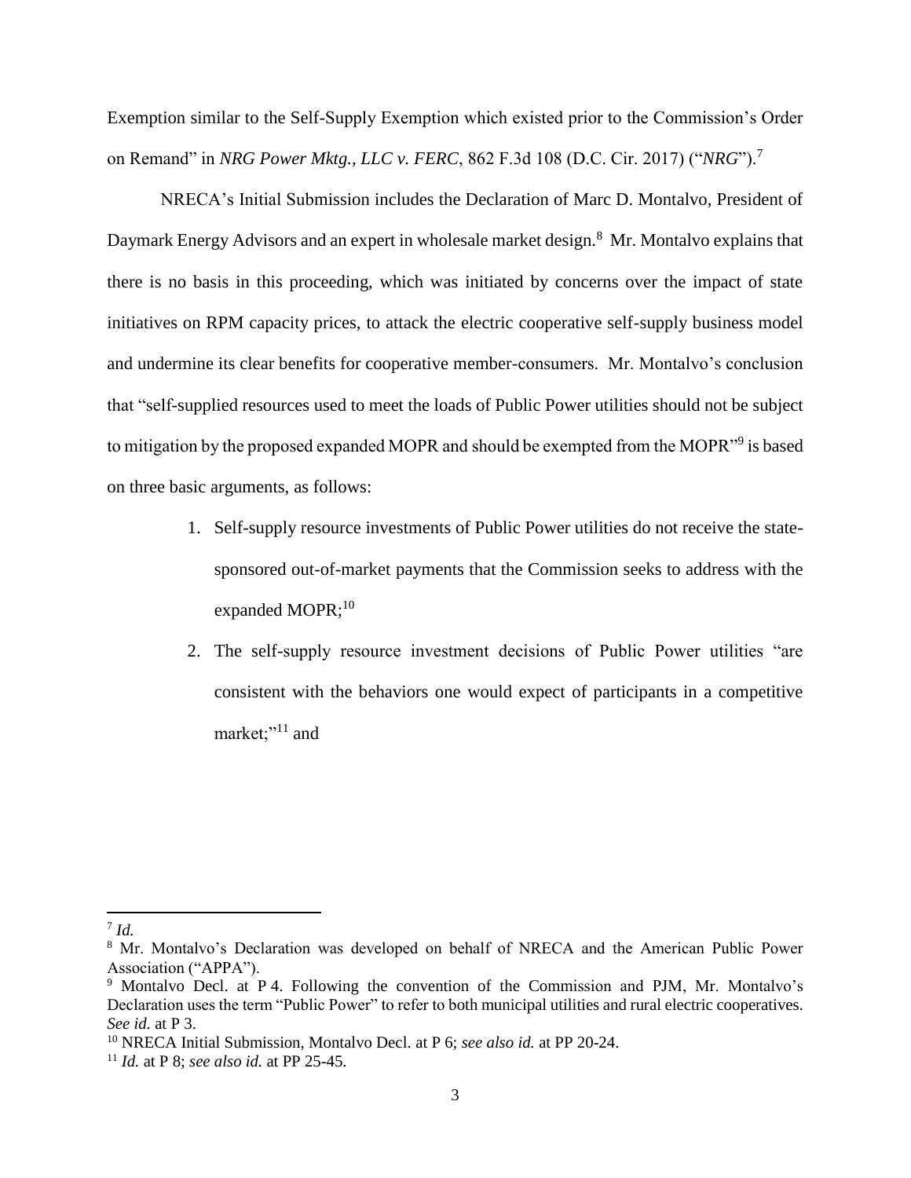Exemption similar to the Self-Supply Exemption which existed prior to the Commission's Order on Remand" in *NRG Power Mktg., LLC v. FERC*, 862 F.3d 108 (D.C. Cir. 2017) ("*NRG*").[7]

NRECA's Initial Submission includes the Declaration of Marc D. Montalvo, President of Daymark Energy Advisors and an expert in wholesale market design.[8] Mr. Montalvo explains that there is no basis in this proceeding, which was initiated by concerns over the impact of state initiatives on RPM capacity prices, to attack the electric cooperative self-supply business model and undermine its clear benefits for cooperative member-consumers. Mr. Montalvo's conclusion that "self-supplied resources used to meet the loads of Public Power utilities should not be subject to mitigation by the proposed expanded MOPR and should be exempted from the MOPR"[9] is based on three basic arguments, as follows:

1. Self-supply resource investments of Public Power utilities do not receive the state-sponsored out-of-market payments that the Commission seeks to address with the expanded MOPR;[10]
2. The self-supply resource investment decisions of Public Power utilities "are consistent with the behaviors one would expect of participants in a competitive market;"[11] and

---

[7] *Id.*

[8] Mr. Montalvo's Declaration was developed on behalf of NRECA and the American Public Power Association ("APPA").

[9] Montalvo Decl. at P 4. Following the convention of the Commission and PJM, Mr. Montalvo's Declaration uses the term "Public Power" to refer to both municipal utilities and rural electric cooperatives. *See id.* at P 3.

[10] NRECA Initial Submission, Montalvo Decl. at P 6; *see also id.* at PP 20-24.

[11] *Id.* at P 8; *see also id.* at PP 25-45.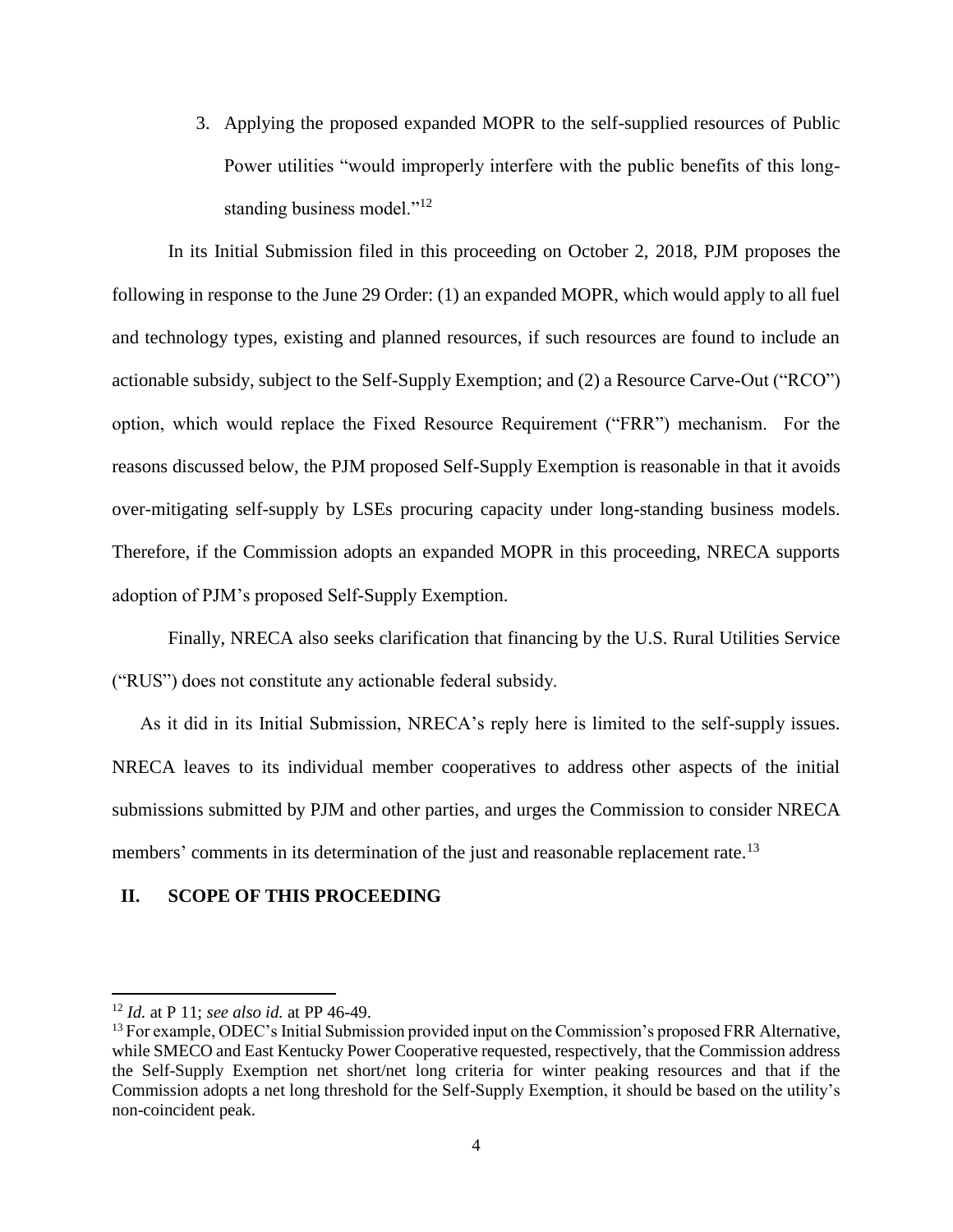3. Applying the proposed expanded MOPR to the self-supplied resources of Public Power utilities "would improperly interfere with the public benefits of this long-standing business model."[12]

In its Initial Submission filed in this proceeding on October 2, 2018, PJM proposes the following in response to the June 29 Order: (1) an expanded MOPR, which would apply to all fuel and technology types, existing and planned resources, if such resources are found to include an actionable subsidy, subject to the Self-Supply Exemption; and (2) a Resource Carve-Out ("RCO") option, which would replace the Fixed Resource Requirement ("FRR") mechanism. For the reasons discussed below, the PJM proposed Self-Supply Exemption is reasonable in that it avoids over-mitigating self-supply by LSEs procuring capacity under long-standing business models. Therefore, if the Commission adopts an expanded MOPR in this proceeding, NRECA supports adoption of PJM's proposed Self-Supply Exemption.

Finally, NRECA also seeks clarification that financing by the U.S. Rural Utilities Service ("RUS") does not constitute any actionable federal subsidy.

As it did in its Initial Submission, NRECA's reply here is limited to the self-supply issues. NRECA leaves to its individual member cooperatives to address other aspects of the initial submissions submitted by PJM and other parties, and urges the Commission to consider NRECA members' comments in its determination of the just and reasonable replacement rate.[13]

## II. SCOPE OF THIS PROCEEDING

---

[12] *Id.* at P 11; *see also id.* at PP 46-49.

[13] For example, ODEC's Initial Submission provided input on the Commission's proposed FRR Alternative, while SMECO and East Kentucky Power Cooperative requested, respectively, that the Commission address the Self-Supply Exemption net short/net long criteria for winter peaking resources and that if the Commission adopts a net long threshold for the Self-Supply Exemption, it should be based on the utility's non-coincident peak.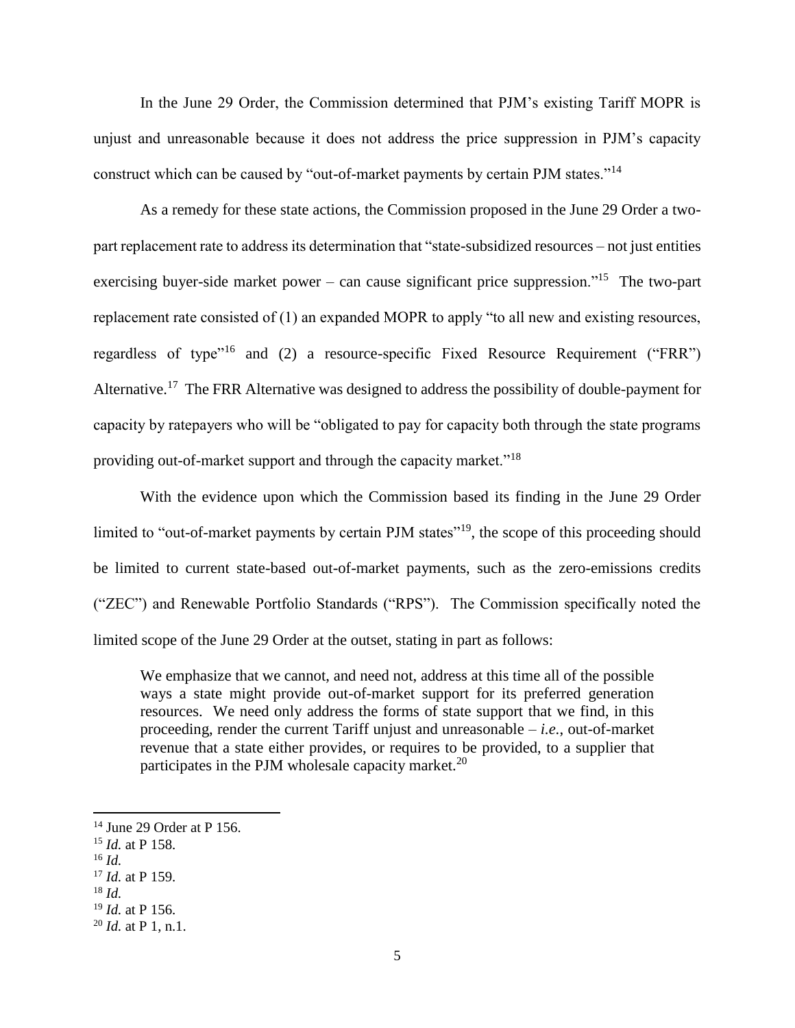In the June 29 Order, the Commission determined that PJM's existing Tariff MOPR is unjust and unreasonable because it does not address the price suppression in PJM's capacity construct which can be caused by "out-of-market payments by certain PJM states."[14]

As a remedy for these state actions, the Commission proposed in the June 29 Order a two-part replacement rate to address its determination that "state-subsidized resources – not just entities exercising buyer-side market power – can cause significant price suppression."[15] The two-part replacement rate consisted of (1) an expanded MOPR to apply "to all new and existing resources, regardless of type"[16] and (2) a resource-specific Fixed Resource Requirement ("FRR") Alternative.[17] The FRR Alternative was designed to address the possibility of double-payment for capacity by ratepayers who will be "obligated to pay for capacity both through the state programs providing out-of-market support and through the capacity market."[18]

With the evidence upon which the Commission based its finding in the June 29 Order limited to "out-of-market payments by certain PJM states"[19], the scope of this proceeding should be limited to current state-based out-of-market payments, such as the zero-emissions credits ("ZEC") and Renewable Portfolio Standards ("RPS"). The Commission specifically noted the limited scope of the June 29 Order at the outset, stating in part as follows:

> We emphasize that we cannot, and need not, address at this time all of the possible ways a state might provide out-of-market support for its preferred generation resources. We need only address the forms of state support that we find, in this proceeding, render the current Tariff unjust and unreasonable – *i.e.*, out-of-market revenue that a state either provides, or requires to be provided, to a supplier that participates in the PJM wholesale capacity market.[20]

---

[14] June 29 Order at P 156.
[15] *Id.* at P 158.
[16] *Id.*
[17] *Id.* at P 159.
[18] *Id.*
[19] *Id.* at P 156.
[20] *Id.* at P 1, n.1.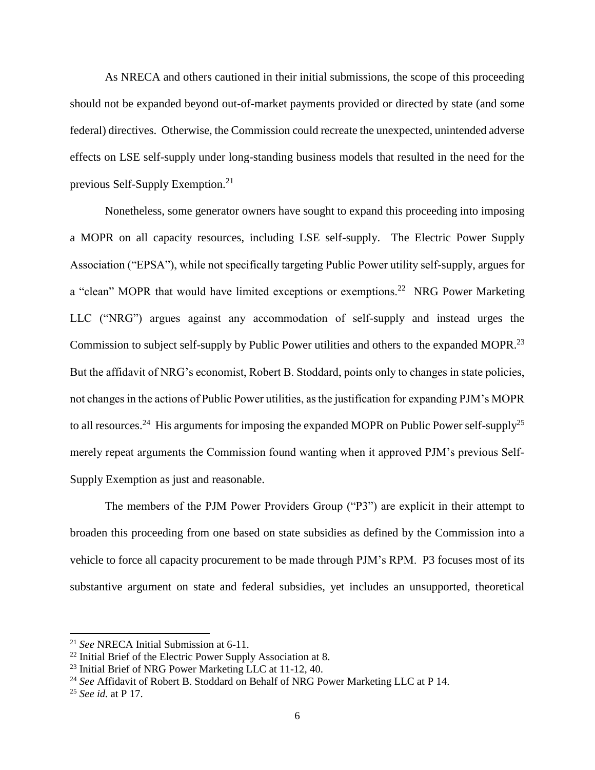As NRECA and others cautioned in their initial submissions, the scope of this proceeding should not be expanded beyond out-of-market payments provided or directed by state (and some federal) directives. Otherwise, the Commission could recreate the unexpected, unintended adverse effects on LSE self-supply under long-standing business models that resulted in the need for the previous Self-Supply Exemption.[21]

Nonetheless, some generator owners have sought to expand this proceeding into imposing a MOPR on all capacity resources, including LSE self-supply. The Electric Power Supply Association ("EPSA"), while not specifically targeting Public Power utility self-supply, argues for a "clean" MOPR that would have limited exceptions or exemptions.[22] NRG Power Marketing LLC ("NRG") argues against any accommodation of self-supply and instead urges the Commission to subject self-supply by Public Power utilities and others to the expanded MOPR.[23] But the affidavit of NRG's economist, Robert B. Stoddard, points only to changes in state policies, not changes in the actions of Public Power utilities, as the justification for expanding PJM's MOPR to all resources.[24] His arguments for imposing the expanded MOPR on Public Power self-supply[25] merely repeat arguments the Commission found wanting when it approved PJM's previous Self-Supply Exemption as just and reasonable.

The members of the PJM Power Providers Group ("P3") are explicit in their attempt to broaden this proceeding from one based on state subsidies as defined by the Commission into a vehicle to force all capacity procurement to be made through PJM's RPM. P3 focuses most of its substantive argument on state and federal subsidies, yet includes an unsupported, theoretical

---

[21] *See* NRECA Initial Submission at 6-11.

[22] Initial Brief of the Electric Power Supply Association at 8.

[23] Initial Brief of NRG Power Marketing LLC at 11-12, 40.

[24] *See* Affidavit of Robert B. Stoddard on Behalf of NRG Power Marketing LLC at P 14.

[25] *See id.* at P 17.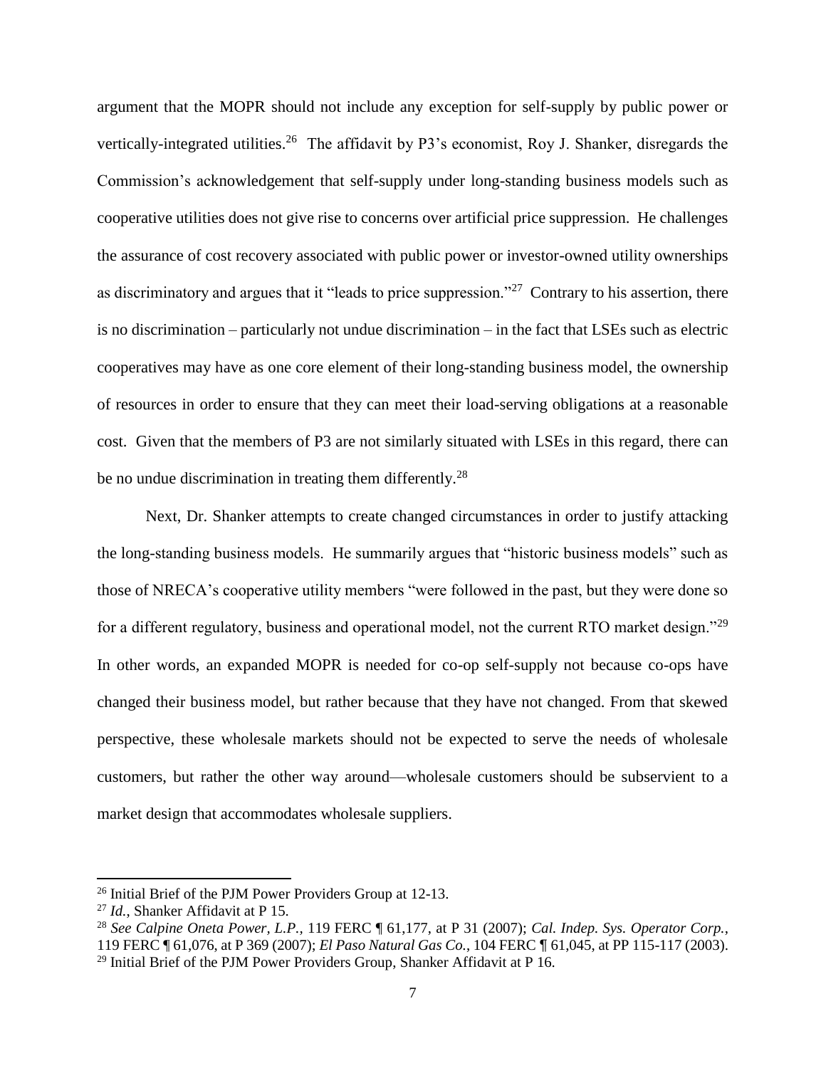argument that the MOPR should not include any exception for self-supply by public power or vertically-integrated utilities.[26] The affidavit by P3's economist, Roy J. Shanker, disregards the Commission's acknowledgement that self-supply under long-standing business models such as cooperative utilities does not give rise to concerns over artificial price suppression. He challenges the assurance of cost recovery associated with public power or investor-owned utility ownerships as discriminatory and argues that it "leads to price suppression."[27] Contrary to his assertion, there is no discrimination – particularly not undue discrimination – in the fact that LSEs such as electric cooperatives may have as one core element of their long-standing business model, the ownership of resources in order to ensure that they can meet their load-serving obligations at a reasonable cost. Given that the members of P3 are not similarly situated with LSEs in this regard, there can be no undue discrimination in treating them differently.[28]

Next, Dr. Shanker attempts to create changed circumstances in order to justify attacking the long-standing business models. He summarily argues that "historic business models" such as those of NRECA's cooperative utility members "were followed in the past, but they were done so for a different regulatory, business and operational model, not the current RTO market design."[29] In other words, an expanded MOPR is needed for co-op self-supply not because co-ops have changed their business model, but rather because that they have not changed. From that skewed perspective, these wholesale markets should not be expected to serve the needs of wholesale customers, but rather the other way around—wholesale customers should be subservient to a market design that accommodates wholesale suppliers.

---

[26] Initial Brief of the PJM Power Providers Group at 12-13.

[27] *Id.*, Shanker Affidavit at P 15.

[28] *See Calpine Oneta Power, L.P.*, 119 FERC ¶ 61,177, at P 31 (2007); *Cal. Indep. Sys. Operator Corp.*, 119 FERC ¶ 61,076, at P 369 (2007); *El Paso Natural Gas Co.*, 104 FERC ¶ 61,045, at PP 115-117 (2003).

[29] Initial Brief of the PJM Power Providers Group, Shanker Affidavit at P 16.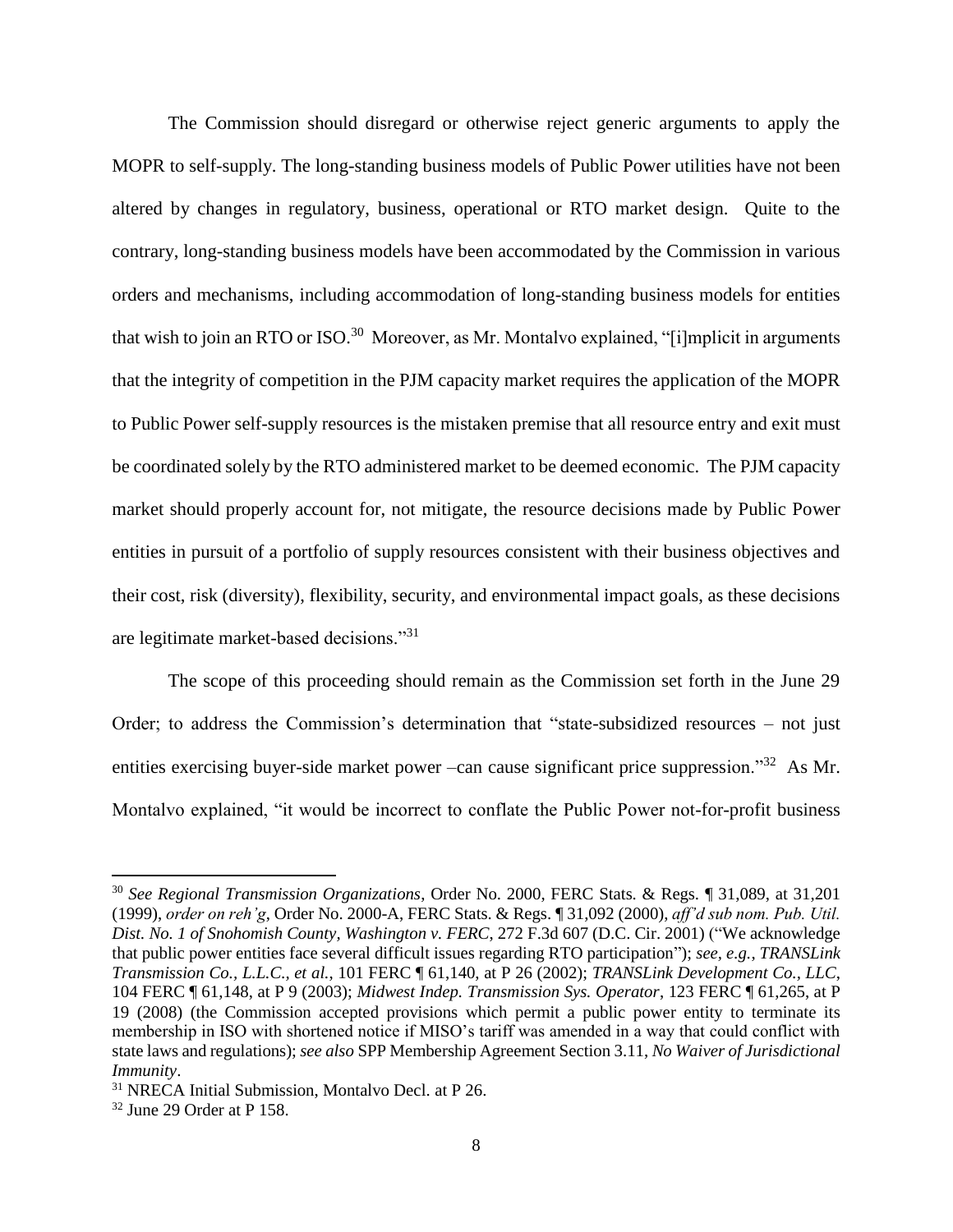The Commission should disregard or otherwise reject generic arguments to apply the MOPR to self-supply. The long-standing business models of Public Power utilities have not been altered by changes in regulatory, business, operational or RTO market design. Quite to the contrary, long-standing business models have been accommodated by the Commission in various orders and mechanisms, including accommodation of long-standing business models for entities that wish to join an RTO or ISO.[30] Moreover, as Mr. Montalvo explained, "[i]mplicit in arguments that the integrity of competition in the PJM capacity market requires the application of the MOPR to Public Power self-supply resources is the mistaken premise that all resource entry and exit must be coordinated solely by the RTO administered market to be deemed economic. The PJM capacity market should properly account for, not mitigate, the resource decisions made by Public Power entities in pursuit of a portfolio of supply resources consistent with their business objectives and their cost, risk (diversity), flexibility, security, and environmental impact goals, as these decisions are legitimate market-based decisions."[31]

The scope of this proceeding should remain as the Commission set forth in the June 29 Order; to address the Commission's determination that "state-subsidized resources – not just entities exercising buyer-side market power –can cause significant price suppression."[32] As Mr. Montalvo explained, "it would be incorrect to conflate the Public Power not-for-profit business

---

[30] *See Regional Transmission Organizations*, Order No. 2000, FERC Stats. & Regs. ¶ 31,089, at 31,201 (1999), *order on reh'g*, Order No. 2000-A, FERC Stats. & Regs. ¶ 31,092 (2000), *aff'd sub nom. Pub. Util. Dist. No. 1 of Snohomish County, Washington v. FERC*, 272 F.3d 607 (D.C. Cir. 2001) ("We acknowledge that public power entities face several difficult issues regarding RTO participation"); *see, e.g.*, *TRANSLink Transmission Co., L.L.C., et al.*, 101 FERC ¶ 61,140, at P 26 (2002); *TRANSLink Development Co., LLC*, 104 FERC ¶ 61,148, at P 9 (2003); *Midwest Indep. Transmission Sys. Operator*, 123 FERC ¶ 61,265, at P 19 (2008) (the Commission accepted provisions which permit a public power entity to terminate its membership in ISO with shortened notice if MISO's tariff was amended in a way that could conflict with state laws and regulations); *see also* SPP Membership Agreement Section 3.11, *No Waiver of Jurisdictional Immunity*.

[31] NRECA Initial Submission, Montalvo Decl. at P 26.

[32] June 29 Order at P 158.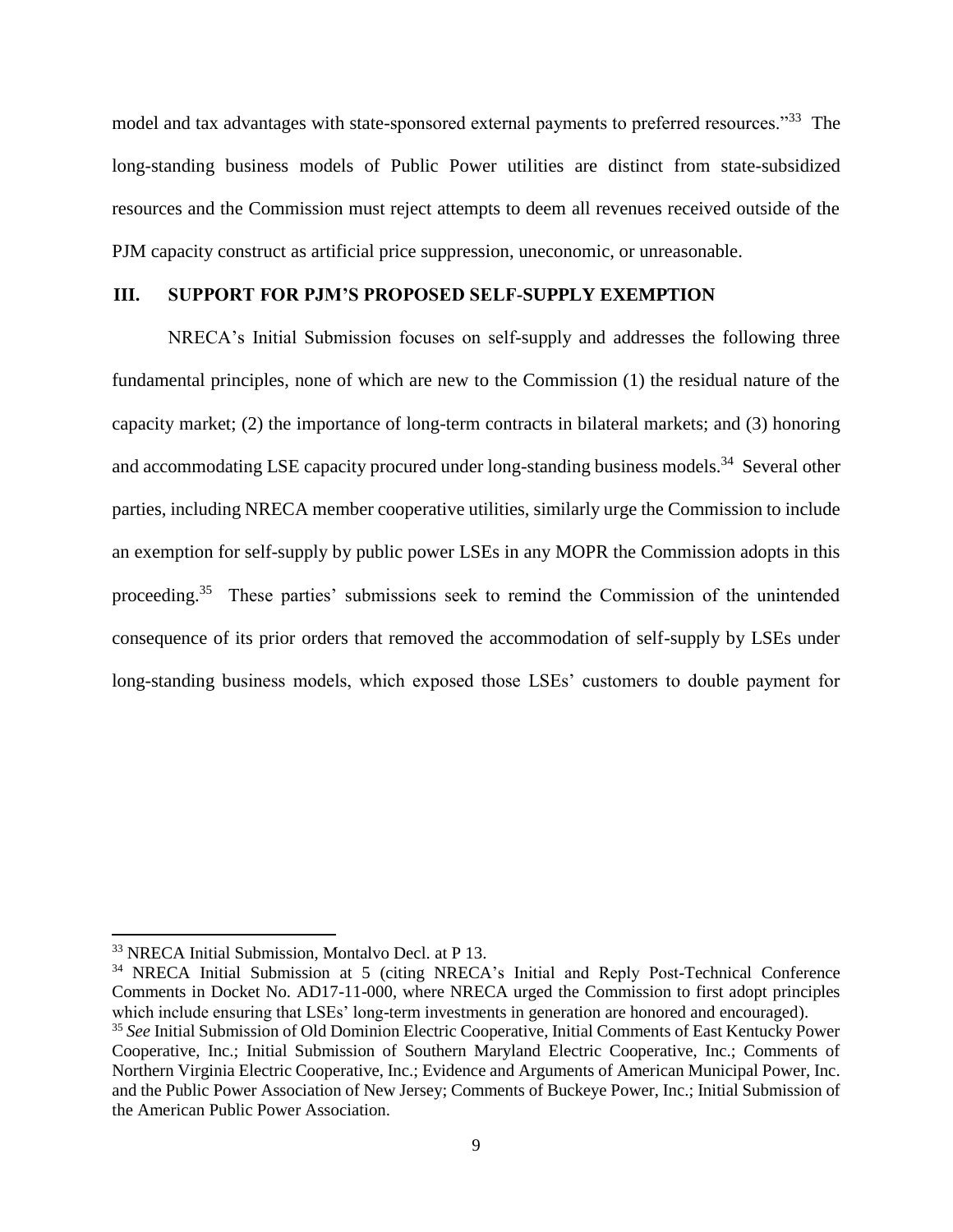model and tax advantages with state-sponsored external payments to preferred resources."[33] The long-standing business models of Public Power utilities are distinct from state-subsidized resources and the Commission must reject attempts to deem all revenues received outside of the PJM capacity construct as artificial price suppression, uneconomic, or unreasonable.

## III. SUPPORT FOR PJM'S PROPOSED SELF-SUPPLY EXEMPTION

NRECA's Initial Submission focuses on self-supply and addresses the following three fundamental principles, none of which are new to the Commission (1) the residual nature of the capacity market; (2) the importance of long-term contracts in bilateral markets; and (3) honoring and accommodating LSE capacity procured under long-standing business models.[34] Several other parties, including NRECA member cooperative utilities, similarly urge the Commission to include an exemption for self-supply by public power LSEs in any MOPR the Commission adopts in this proceeding.[35] These parties' submissions seek to remind the Commission of the unintended consequence of its prior orders that removed the accommodation of self-supply by LSEs under long-standing business models, which exposed those LSEs' customers to double payment for

---

[33] NRECA Initial Submission, Montalvo Decl. at P 13.

[34] NRECA Initial Submission at 5 (citing NRECA's Initial and Reply Post-Technical Conference Comments in Docket No. AD17-11-000, where NRECA urged the Commission to first adopt principles which include ensuring that LSEs' long-term investments in generation are honored and encouraged).

[35] *See* Initial Submission of Old Dominion Electric Cooperative, Initial Comments of East Kentucky Power Cooperative, Inc.; Initial Submission of Southern Maryland Electric Cooperative, Inc.; Comments of Northern Virginia Electric Cooperative, Inc.; Evidence and Arguments of American Municipal Power, Inc. and the Public Power Association of New Jersey; Comments of Buckeye Power, Inc.; Initial Submission of the American Public Power Association.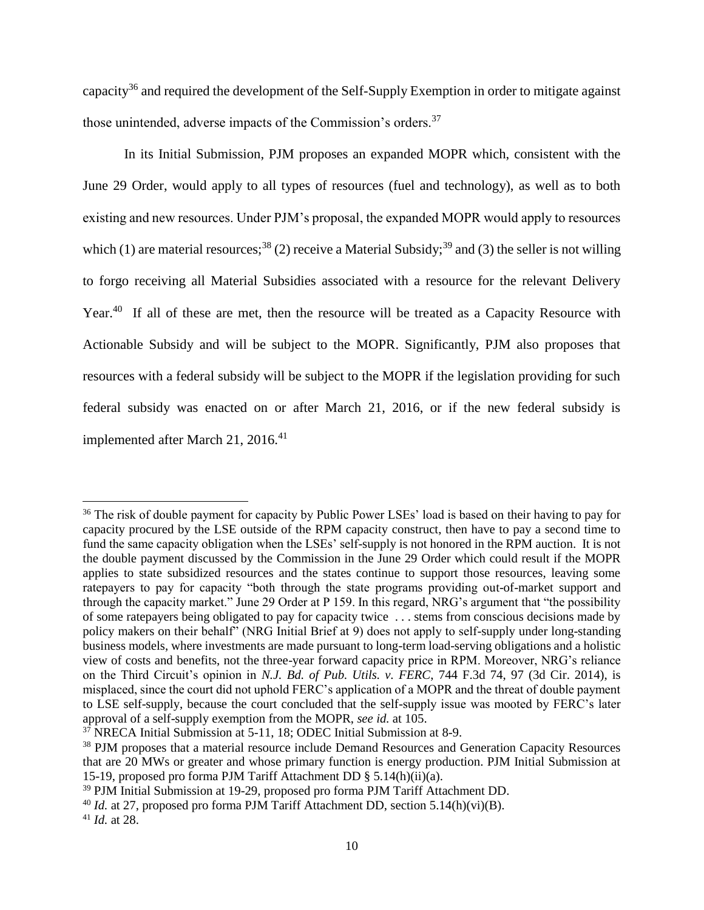capacity[36] and required the development of the Self-Supply Exemption in order to mitigate against those unintended, adverse impacts of the Commission's orders.[37]

In its Initial Submission, PJM proposes an expanded MOPR which, consistent with the June 29 Order, would apply to all types of resources (fuel and technology), as well as to both existing and new resources. Under PJM's proposal, the expanded MOPR would apply to resources which (1) are material resources;[38] (2) receive a Material Subsidy;[39] and (3) the seller is not willing to forgo receiving all Material Subsidies associated with a resource for the relevant Delivery Year.[40] If all of these are met, then the resource will be treated as a Capacity Resource with Actionable Subsidy and will be subject to the MOPR. Significantly, PJM also proposes that resources with a federal subsidy will be subject to the MOPR if the legislation providing for such federal subsidy was enacted on or after March 21, 2016, or if the new federal subsidy is implemented after March 21, 2016.[41]

---

[36] The risk of double payment for capacity by Public Power LSEs' load is based on their having to pay for capacity procured by the LSE outside of the RPM capacity construct, then have to pay a second time to fund the same capacity obligation when the LSEs' self-supply is not honored in the RPM auction. It is not the double payment discussed by the Commission in the June 29 Order which could result if the MOPR applies to state subsidized resources and the states continue to support those resources, leaving some ratepayers to pay for capacity "both through the state programs providing out-of-market support and through the capacity market." June 29 Order at P 159. In this regard, NRG's argument that "the possibility of some ratepayers being obligated to pay for capacity twice . . . stems from conscious decisions made by policy makers on their behalf" (NRG Initial Brief at 9) does not apply to self-supply under long-standing business models, where investments are made pursuant to long-term load-serving obligations and a holistic view of costs and benefits, not the three-year forward capacity price in RPM. Moreover, NRG's reliance on the Third Circuit's opinion in *N.J. Bd. of Pub. Utils. v. FERC*, 744 F.3d 74, 97 (3d Cir. 2014), is misplaced, since the court did not uphold FERC's application of a MOPR and the threat of double payment to LSE self-supply, because the court concluded that the self-supply issue was mooted by FERC's later approval of a self-supply exemption from the MOPR, *see id.* at 105.

[37] NRECA Initial Submission at 5-11, 18; ODEC Initial Submission at 8-9.

[38] PJM proposes that a material resource include Demand Resources and Generation Capacity Resources that are 20 MWs or greater and whose primary function is energy production. PJM Initial Submission at 15-19, proposed pro forma PJM Tariff Attachment DD § 5.14(h)(ii)(a).

[39] PJM Initial Submission at 19-29, proposed pro forma PJM Tariff Attachment DD.

[40] *Id.* at 27, proposed pro forma PJM Tariff Attachment DD, section 5.14(h)(vi)(B).

[41] *Id.* at 28.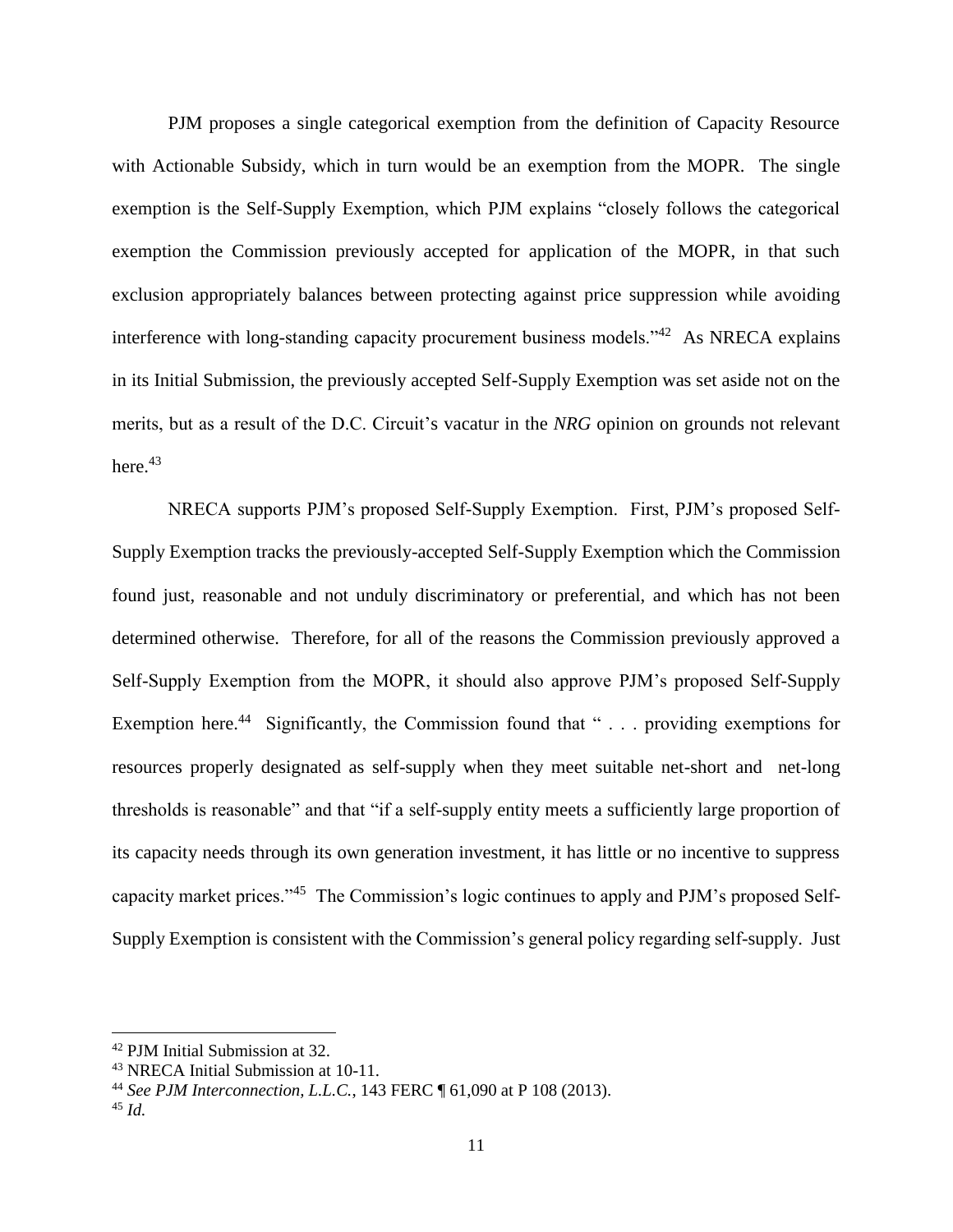PJM proposes a single categorical exemption from the definition of Capacity Resource with Actionable Subsidy, which in turn would be an exemption from the MOPR. The single exemption is the Self-Supply Exemption, which PJM explains "closely follows the categorical exemption the Commission previously accepted for application of the MOPR, in that such exclusion appropriately balances between protecting against price suppression while avoiding interference with long-standing capacity procurement business models."[42] As NRECA explains in its Initial Submission, the previously accepted Self-Supply Exemption was set aside not on the merits, but as a result of the D.C. Circuit's vacatur in the *NRG* opinion on grounds not relevant here.[43]

NRECA supports PJM's proposed Self-Supply Exemption. First, PJM's proposed Self-Supply Exemption tracks the previously-accepted Self-Supply Exemption which the Commission found just, reasonable and not unduly discriminatory or preferential, and which has not been determined otherwise. Therefore, for all of the reasons the Commission previously approved a Self-Supply Exemption from the MOPR, it should also approve PJM's proposed Self-Supply Exemption here.[44] Significantly, the Commission found that " . . . providing exemptions for resources properly designated as self-supply when they meet suitable net-short and net-long thresholds is reasonable" and that "if a self-supply entity meets a sufficiently large proportion of its capacity needs through its own generation investment, it has little or no incentive to suppress capacity market prices."[45] The Commission's logic continues to apply and PJM's proposed Self-Supply Exemption is consistent with the Commission's general policy regarding self-supply. Just

---

[42] PJM Initial Submission at 32.

[43] NRECA Initial Submission at 10-11.

[44] *See PJM Interconnection, L.L.C.*, 143 FERC ¶ 61,090 at P 108 (2013).

[45] *Id.*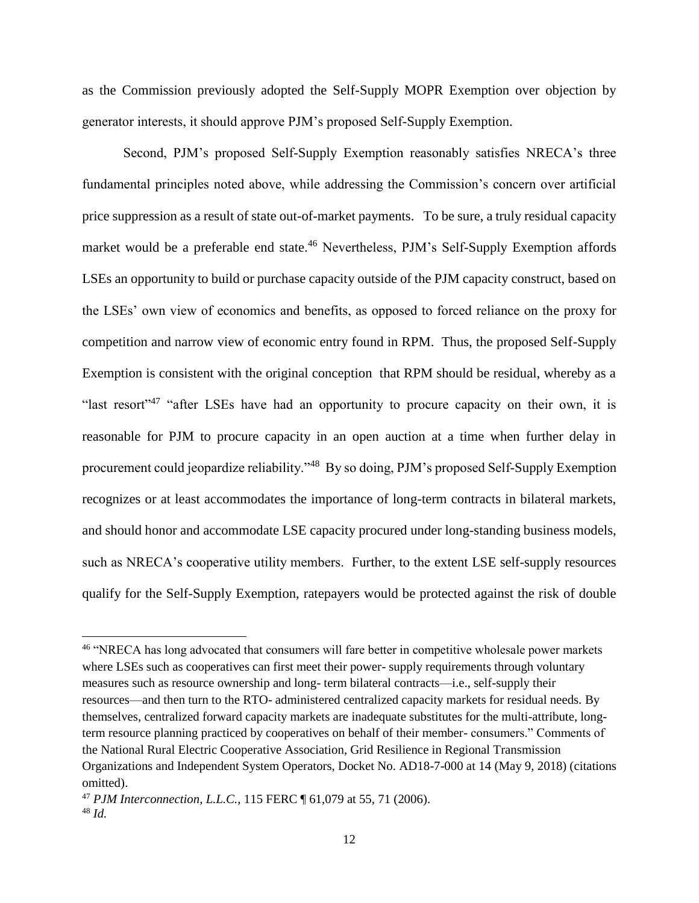as the Commission previously adopted the Self-Supply MOPR Exemption over objection by generator interests, it should approve PJM's proposed Self-Supply Exemption.

Second, PJM's proposed Self-Supply Exemption reasonably satisfies NRECA's three fundamental principles noted above, while addressing the Commission's concern over artificial price suppression as a result of state out-of-market payments. To be sure, a truly residual capacity market would be a preferable end state.[46] Nevertheless, PJM's Self-Supply Exemption affords LSEs an opportunity to build or purchase capacity outside of the PJM capacity construct, based on the LSEs' own view of economics and benefits, as opposed to forced reliance on the proxy for competition and narrow view of economic entry found in RPM. Thus, the proposed Self-Supply Exemption is consistent with the original conception that RPM should be residual, whereby as a "last resort"[47] "after LSEs have had an opportunity to procure capacity on their own, it is reasonable for PJM to procure capacity in an open auction at a time when further delay in procurement could jeopardize reliability."[48] By so doing, PJM's proposed Self-Supply Exemption recognizes or at least accommodates the importance of long-term contracts in bilateral markets, and should honor and accommodate LSE capacity procured under long-standing business models, such as NRECA's cooperative utility members. Further, to the extent LSE self-supply resources qualify for the Self-Supply Exemption, ratepayers would be protected against the risk of double

---

[46] "NRECA has long advocated that consumers will fare better in competitive wholesale power markets where LSEs such as cooperatives can first meet their power- supply requirements through voluntary measures such as resource ownership and long- term bilateral contracts—i.e., self-supply their resources—and then turn to the RTO- administered centralized capacity markets for residual needs. By themselves, centralized forward capacity markets are inadequate substitutes for the multi-attribute, long-term resource planning practiced by cooperatives on behalf of their member- consumers." Comments of the National Rural Electric Cooperative Association, Grid Resilience in Regional Transmission Organizations and Independent System Operators, Docket No. AD18-7-000 at 14 (May 9, 2018) (citations omitted).

[47] *PJM Interconnection, L.L.C.*, 115 FERC ¶ 61,079 at 55, 71 (2006).

[48] *Id.*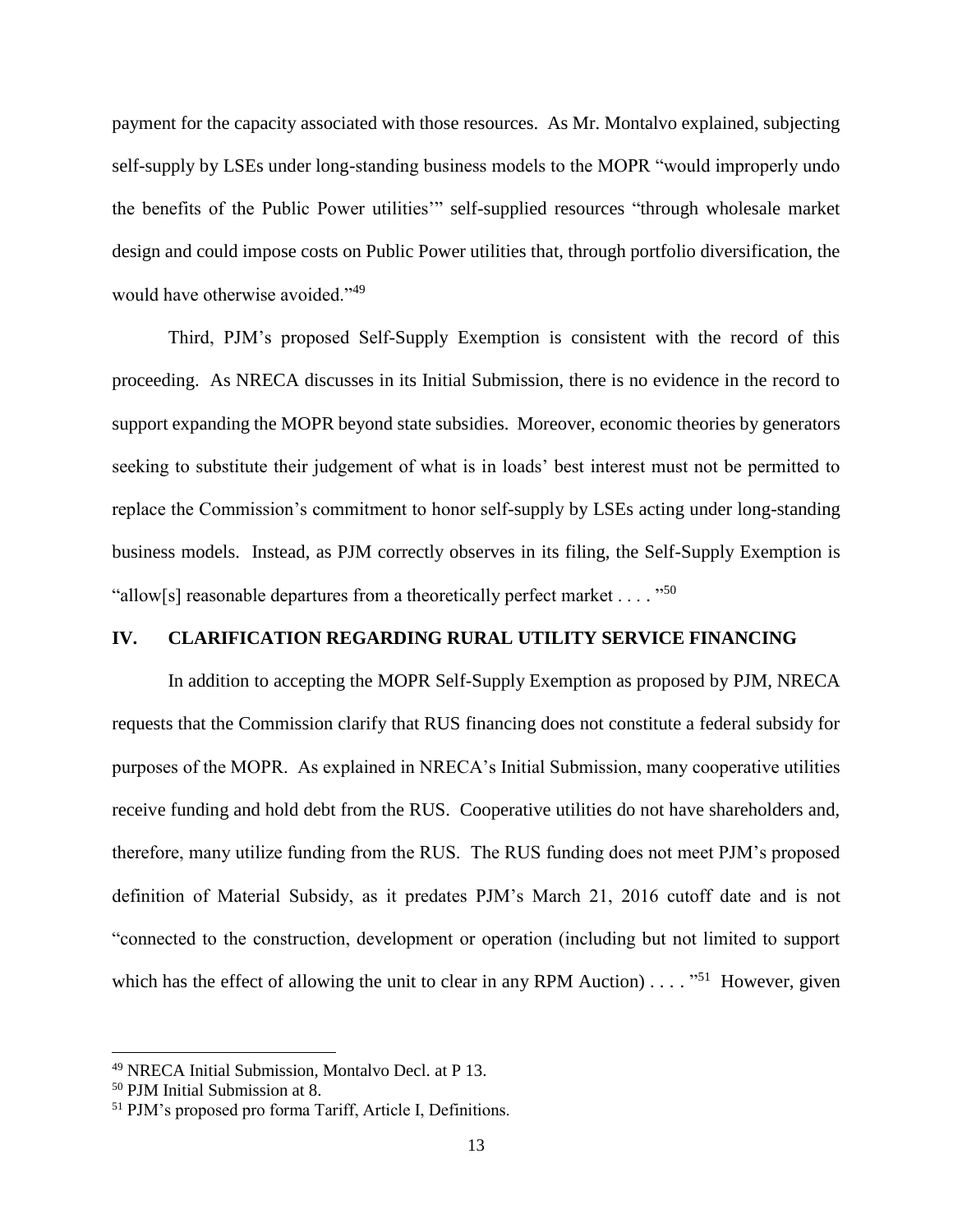payment for the capacity associated with those resources. As Mr. Montalvo explained, subjecting self-supply by LSEs under long-standing business models to the MOPR "would improperly undo the benefits of the Public Power utilities'" self-supplied resources "through wholesale market design and could impose costs on Public Power utilities that, through portfolio diversification, the would have otherwise avoided."[49]

Third, PJM's proposed Self-Supply Exemption is consistent with the record of this proceeding. As NRECA discusses in its Initial Submission, there is no evidence in the record to support expanding the MOPR beyond state subsidies. Moreover, economic theories by generators seeking to substitute their judgement of what is in loads' best interest must not be permitted to replace the Commission's commitment to honor self-supply by LSEs acting under long-standing business models. Instead, as PJM correctly observes in its filing, the Self-Supply Exemption is "allow[s] reasonable departures from a theoretically perfect market . . . ."[50]

## IV. CLARIFICATION REGARDING RURAL UTILITY SERVICE FINANCING

In addition to accepting the MOPR Self-Supply Exemption as proposed by PJM, NRECA requests that the Commission clarify that RUS financing does not constitute a federal subsidy for purposes of the MOPR. As explained in NRECA's Initial Submission, many cooperative utilities receive funding and hold debt from the RUS. Cooperative utilities do not have shareholders and, therefore, many utilize funding from the RUS. The RUS funding does not meet PJM's proposed definition of Material Subsidy, as it predates PJM's March 21, 2016 cutoff date and is not "connected to the construction, development or operation (including but not limited to support which has the effect of allowing the unit to clear in any RPM Auction) . . . ."[51] However, given

---

[49] NRECA Initial Submission, Montalvo Decl. at P 13.

[50] PJM Initial Submission at 8.

[51] PJM's proposed pro forma Tariff, Article I, Definitions.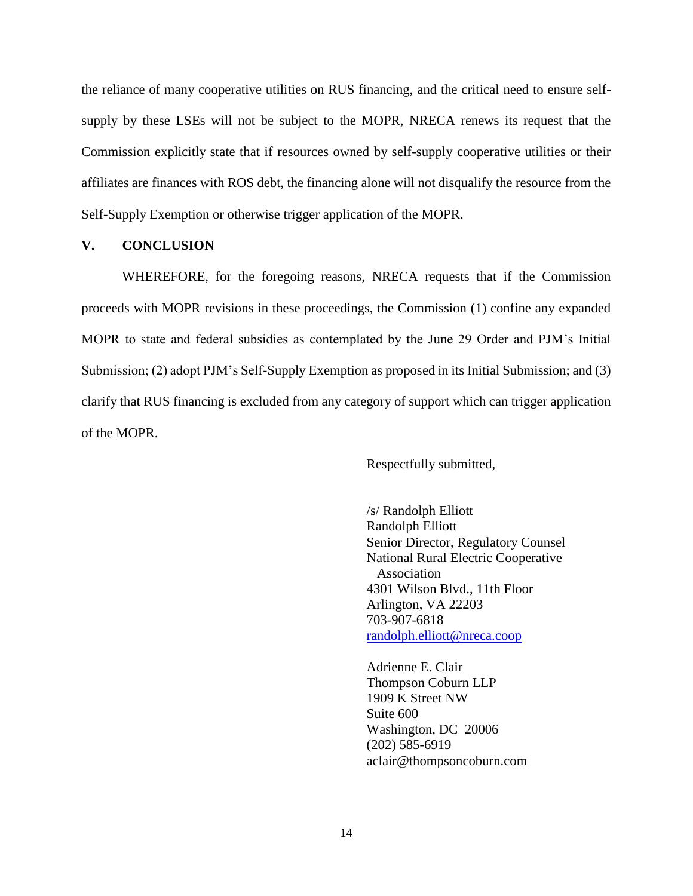the reliance of many cooperative utilities on RUS financing, and the critical need to ensure self-supply by these LSEs will not be subject to the MOPR, NRECA renews its request that the Commission explicitly state that if resources owned by self-supply cooperative utilities or their affiliates are finances with ROS debt, the financing alone will not disqualify the resource from the Self-Supply Exemption or otherwise trigger application of the MOPR.

## V. CONCLUSION

WHEREFORE, for the foregoing reasons, NRECA requests that if the Commission proceeds with MOPR revisions in these proceedings, the Commission (1) confine any expanded MOPR to state and federal subsidies as contemplated by the June 29 Order and PJM's Initial Submission; (2) adopt PJM's Self-Supply Exemption as proposed in its Initial Submission; and (3) clarify that RUS financing is excluded from any category of support which can trigger application of the MOPR.

Respectfully submitted,

/s/ Randolph Elliott
Randolph Elliott
Senior Director, Regulatory Counsel
National Rural Electric Cooperative Association
4301 Wilson Blvd., 11th Floor
Arlington, VA 22203
703-907-6818
randolph.elliott@nreca.coop

Adrienne E. Clair
Thompson Coburn LLP
1909 K Street NW
Suite 600
Washington, DC 20006
(202) 585-6919
aclair@thompsoncoburn.com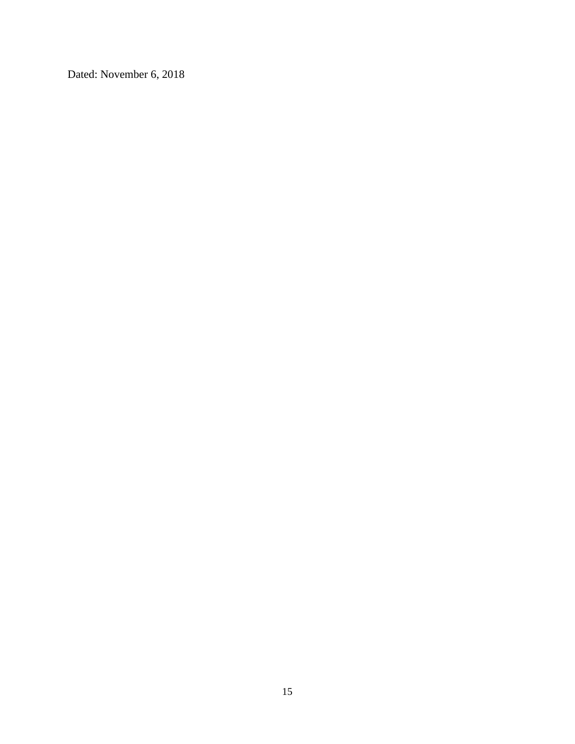Dated: November 6, 2018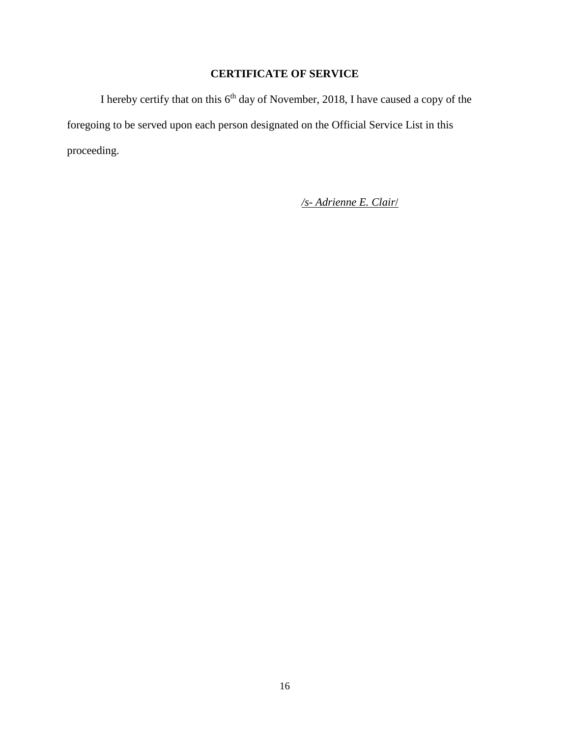## CERTIFICATE OF SERVICE

I hereby certify that on this 6th day of November, 2018, I have caused a copy of the foregoing to be served upon each person designated on the Official Service List in this proceeding.

*/s- Adrienne E. Clair/*